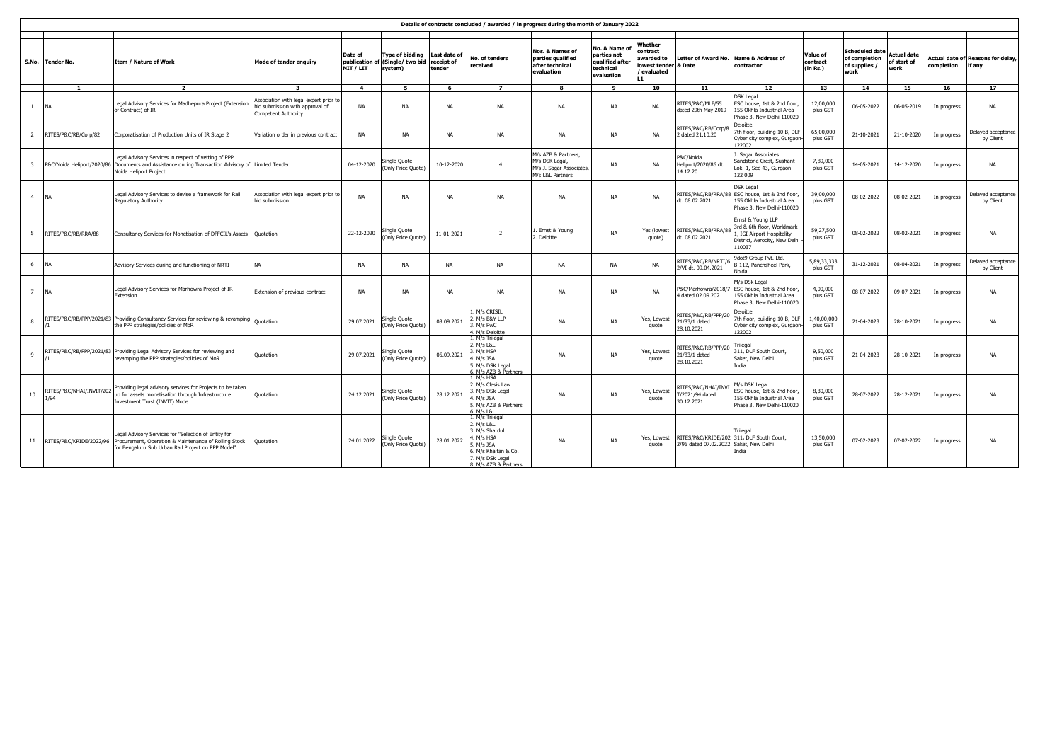# Details of contracts concluded / awarded / in progress during the month of January 2022

| S.No. | Tender No. | Item / Nature of Work | Mode of tender enquiry | Date of publication of NIT / LIT | Type of bidding (Single/ two bid system) | Last date of receipt of tender | No. of tenders received | Nos. & Names of parties qualified after technical evaluation | No. & Name of parties not qualified after technical evaluation | Whether contract awarded to lowest tender / evaluated L1 | Letter of Award No. & Date | Name & Address of contractor | Value of contract (in Rs.) | Scheduled date of completion of supplies / work | Actual date of start of work | Actual date of completion | Reasons for delay, if any |
|---|---|---|---|---|---|---|---|---|---|---|---|---|---|---|---|---|---|
| 1 | 2 | 2 | 3 | 4 | 5 | 6 | 7 | 8 | 9 | 10 | 11 | 12 | 13 | 14 | 15 | 16 | 17 |
| 1 | NA | Legal Advisory Services for Madhepura Project (Extension of Contract) of IR | Association with legal expert prior to bid submission with approval of Competent Authority | NA | NA | NA | NA | NA | NA | NA | RITES/P&C/MLF/55 dated 29th May 2019 | DSK Legal ESC house, 1st & 2nd floor, 155 Okhla Industrial Area Phase 3, New Delhi-110020 | 12,00,000 plus GST | 06-05-2022 | 06-05-2019 | In progress | NA |
| 2 | RITES/P&C/RB/Corp/82 | Corporatisation of Production Units of IR Stage 2 | Variation order in previous contract | NA | NA | NA | NA | NA | NA | NA | RITES/P&C/RB/Corp/82 dated 21.10.20 | Deloitte 7th floor, building 10 B, DLF Cyber city complex, Gurgaon-122002 | 65,00,000 plus GST | 21-10-2021 | 21-10-2020 | In progress | Delayed acceptance by Client |
| 3 | P&C/Noida Heliport/2020/86 | Legal Advisory Services in respect of vetting of PPP Documents and Assistance during Transaction Advisory of Noida Heliport Project | Limited Tender | 04-12-2020 | Single Quote (Only Price Quote) | 10-12-2020 | 4 | M/s AZB & Partners, M/s DSK Legal, M/s J. Sagar Associates, M/s L&L Partners | NA | NA | P&C/Noida Heliport/2020/86 dt. 14.12.20 | J. Sagar Associates Sandstone Crest, Sushant Lok -1, Sec-43, Gurgaon - 122 009 | 7,89,000 plus GST | 14-05-2021 | 14-12-2020 | In progress | NA |
| 4 | NA | Legal Advisory Services to devise a framework for Rail Regulatory Authority | Association with legal expert prior to bid submission | NA | NA | NA | NA | NA | NA | NA | RITES/P&C/RB/RRA/88 dt. 08.02.2021 | DSK Legal ESC house, 1st & 2nd floor, 155 Okhla Industrial Area Phase 3, New Delhi-110020 | 39,00,000 plus GST | 08-02-2022 | 08-02-2021 | In progress | Delayed acceptance by Client |
| 5 | RITES/P&C/RB/RRA/88 | Consultancy Services for Monetisation of DFCCIL's Assets | Quotation | 22-12-2020 | Single Quote (Only Price Quote) | 11-01-2021 | 2 | 1. Ernst & Young 2. Deloitte | NA | Yes (lowest quote) | RITES/P&C/RB/RRA/88 dt. 08.02.2021 | Ernst & Young LLP 3rd & 6th floor, Worldmark-1, IGI Airport Hospitality District, Aerocity, New Delhi - 110037 | 59,27,500 plus GST | 08-02-2022 | 08-02-2021 | In progress | NA |
| 6 | NA | Advisory Services during and functioning of NRTI | NA | NA | NA | NA | NA | NA | NA | NA | RITES/P&C/RB/NRTI/62/VI dt. 09.04.2021 | 9dot9 Group Pvt. Ltd. B-112, Panchsheel Park, Noida | 5,89,33,333 plus GST | 31-12-2021 | 08-04-2021 | In progress | Delayed acceptance by Client |
| 7 | NA | Legal Advisory Services for Marhowra Project of IR-Extension | Extension of previous contract | NA | NA | NA | NA | NA | NA | NA | P&C/Marhowra/2018/74 dated 02.09.2021 | M/s DSk Legal ESC house, 1st & 2nd floor, 155 Okhla Industrial Area Phase 3, New Delhi-110020 | 4,00,000 plus GST | 08-07-2022 | 09-07-2021 | In progress | NA |
| 8 | RITES/P&C/RB/PPP/2021/83/1 | Providing Consultancy Services for reviewing & revamping the PPP strategies/policies of MoR | Quotation | 29.07.2021 | Single Quote (Only Price Quote) | 08.09.2021 | 1. M/s CRISIL 2. M/s E&Y LLP 3. M/s PwC 4. M/s Deloitte | NA | NA | Yes, Lowest quote | RITES/P&C/RB/PPP/2021/83/1 dated 28.10.2021 | Deloitte 7th floor, building 10 B, DLF Cyber city complex, Gurgaon-122002 | 1,40,00,000 plus GST | 21-04-2023 | 28-10-2021 | In progress | NA |
| 9 | RITES/P&C/RB/PPP/2021/83/1 | Providing Legal Advisory Services for reviewing and revamping the PPP strategies/policies of MoR | Quotation | 29.07.2021 | Single Quote (Only Price Quote) | 06.09.2021 | 1. M/s Trilegal 2. M/s L&L 3. M/s HSA 4. M/s JSA 5. M/s DSK Legal 6. M/s AZB & Partners | NA | NA | Yes, Lowest quote | RITES/P&C/RB/PPP/2021/83/1 dated 28.10.2021 | Trilegal 311, DLF South Court, Saket, New Delhi India | 9,50,000 plus GST | 21-04-2023 | 28-10-2021 | In progress | NA |
| 10 | RITES/P&C/NHAI/INVIT/2021/94 | Providing legal advisory services for Projects to be taken up for assets monetisation through Infrastructure Investment Trust (INVIT) Mode | Quotation | 24.12.2021 | Single Quote (Only Price Quote) | 28.12.2021 | 1. M/s HSA 2. M/s Clasis Law 3. M/s DSk Legal 4. M/s JSA 5. M/s AZB & Partners 6. M/s L&L | NA | NA | Yes, Lowest quote | RITES/P&C/NHAI/INVIT/2021/94 dated 30.12.2021 | M/s DSK Legal ESC house, 1st & 2nd floor, 155 Okhla Industrial Area Phase 3, New Delhi-110020 | 8,30,000 plus GST | 28-07-2022 | 28-12-2021 | In progress | NA |
| 11 | RITES/P&C/KRIDE/2022/96 | Legal Advisory Services for "Selection of Entity for Procurement, Operation & Maintenance of Rolling Stock for Bengaluru Sub Urban Rail Project on PPP Model" | Quotation | 24.01.2022 | Single Quote (Only Price Quote) | 28.01.2022 | 1. M/s Trilegal 2. M/s L&L 3. M/s Shardul 4. M/s HSA 5. M/s JSA 6. M/s Khaitan & Co. 7. M/s DSk Legal 8. M/s AZB & Partners | NA | NA | Yes, Lowest quote | RITES/P&C/KRIDE/2022/96 dated 07.02.2022 | Trilegal 311, DLF South Court, Saket, New Delhi India | 13,50,000 plus GST | 07-02-2023 | 07-02-2022 | In progress | NA |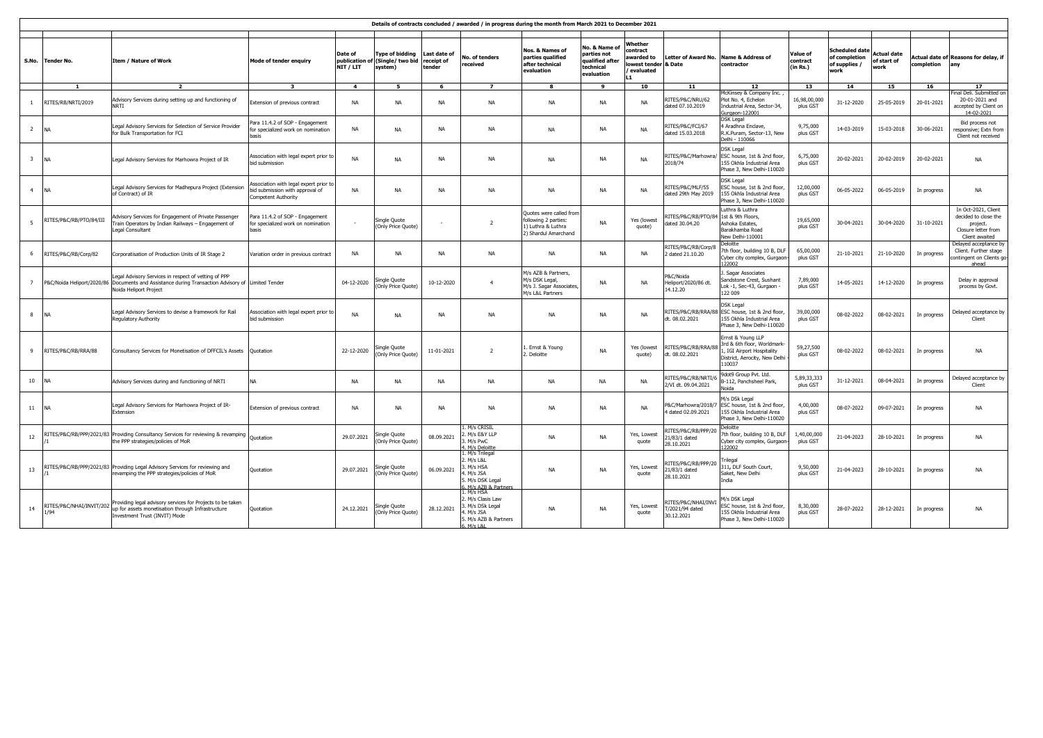**Details of contracts concluded / awarded / in progress during the month from March 2021 to December 2021**

| S.No. | Tender No. | Item / Nature of Work | Mode of tender enquiry | Date of publication of NIT / LIT | Type of bidding (Single/ two bid system) | Last date of receipt of tender | No. of tenders received | Nos. & Names of parties qualified after technical evaluation | No. & Name of parties not qualified after technical evaluation | Whether contract awarded to lowest tender / evaluated L1 | Letter of Award No. & Date | Name & Address of contractor | Value of contract (in Rs.) | Scheduled date of completion of supplies / work | Actual date of start of work | Actual date of completion | Reasons for delay, if any |
|---|---|---|---|---|---|---|---|---|---|---|---|---|---|---|---|---|---|
| 1 | 2 | 3 | 4 | 5 | 6 | 7 | 8 | 9 | 10 | 11 | 12 | 13 | 14 | 15 | 16 | 17 | |
| 1 | RITES/RB/NRTI/2019 | Advisory Services during setting up and functioning of NRTI | Extension of previous contract | NA | NA | NA | NA | NA | NA | NA | RITES/P&C/NRI/62 dated 07.10.2019 | McKinsey & Company Inc. , Plot No. 4, Echelon Industrial Area, Sector-34, Gurgaon-122001 | 16,98,00,000 plus GST | 31-12-2020 | 25-05-2019 | 20-01-2021 | Final Deli. Submitted on 20-01-2021 and accepted by Client on 14-02-2021 |
| 2 | NA | Legal Advisory Services for Selection of Service Provider for Bulk Transportation for FCI | Para 11.4.2 of SOP - Engagement for specialized work on nomination basis | NA | NA | NA | NA | NA | NA | NA | RITES/P&C/FCI/67 dated 15.03.2018 | DSK Legal 4 Aradhna Enclave, R.K.Puram, Sector-13, New Delhi - 110066 | 9,75,000 plus GST | 14-03-2019 | 15-03-2018 | 30-06-2021 | Bid process not responsive; Extn from Client not received |
| 3 | NA | Legal Advisory Services for Marhowra Project of IR | Association with legal expert prior to bid submission | NA | NA | NA | NA | NA | NA | NA | RITES/P&C/Marhowra/2018/74 | DSK Legal ESC house, 1st & 2nd floor, 155 Okhla Industrial Area Phase 3, New Delhi-110020 | 6,75,000 plus GST | 20-02-2021 | 20-02-2019 | 20-02-2021 | NA |
| 4 | NA | Legal Advisory Services for Madhepura Project (Extension of Contract) of IR | Association with legal expert prior to bid submission with approval of Competent Authority | NA | NA | NA | NA | NA | NA | NA | RITES/P&C/MLF/55 dated 29th May 2019 | DSK Legal ESC house, 1st & 2nd floor, 155 Okhla Industrial Area Phase 3, New Delhi-110020 | 12,00,000 plus GST | 06-05-2022 | 06-05-2019 | In progress | NA |
| 5 | RITES/P&C/RB/PTO/84/III | Advisory Services for Engagement of Private Passenger Train Operators by Indian Railways – Engagement of Legal Consultant | Para 11.4.2 of SOP - Engagement for specialized work on nomination basis | - | Single Quote (Only Price Quote) | - | 2 | Quotes were called from following 2 parties: 1) Luthra & Luthra 2) Shardul Amarchand | NA | Yes (lowest quote) | RITES/P&C/RB/PTO/84 dated 30.04.20 | Luthra & Luthra 1st & 9th Floors, Ashoka Estates, Barakhamba Road New Delhi-110001 | 19,65,000 plus GST | 30-04-2021 | 30-04-2020 | 31-10-2021 | In Oct-2021, Client decided to close the project. Closure letter from Client awaited |
| 6 | RITES/P&C/RB/Corp/82 | Corporatisation of Production Units of IR Stage 2 | Variation order in previous contract | NA | NA | NA | NA | NA | NA | NA | RITES/P&C/RB/Corp/82 dated 21.10.20 | Deloitte 7th floor, building 10 B, DLF Cyber city complex, Gurgaon-122002 | 65,00,000 plus GST | 21-10-2021 | 21-10-2020 | In progress | Delayed acceptance by Client. Further stage contingent on Clients go-ahead |
| 7 | P&C/Noida Heliport/2020/86 | Legal Advisory Services in respect of vetting of PPP Documents and Assistance during Transaction Advisory of Noida Heliport Project | Limited Tender | 04-12-2020 | Single Quote (Only Price Quote) | 10-12-2020 | 4 | M/s AZB & Partners, M/s DSK Legal, M/s J. Sagar Associates, M/s L&L Partners | NA | NA | P&C/Noida Heliport/2020/86 dt. 14.12.20 | J. Sagar Associates Sandstone Crest, Sushant Lok -1, Sec-43, Gurgaon - 122 009 | 7,89,000 plus GST | 14-05-2021 | 14-12-2020 | In progress | Delay in approval process by Govt. |
| 8 | NA | Legal Advisory Services to devise a framework for Rail Regulatory Authority | Association with legal expert prior to bid submission | NA | NA | NA | NA | NA | NA | NA | RITES/P&C/RB/RRA/88 dt. 08.02.2021 | DSK Legal ESC house, 1st & 2nd floor, 155 Okhla Industrial Area Phase 3, New Delhi-110020 | 39,00,000 plus GST | 08-02-2022 | 08-02-2021 | In progress | Delayed acceptance by Client |
| 9 | RITES/P&C/RB/RRA/88 | Consultancy Services for Monetisation of DFFCIL's Assets | Quotation | 22-12-2020 | Single Quote (Only Price Quote) | 11-01-2021 | 2 | 1. Ernst & Young 2. Deloitte | NA | Yes (lowest quote) | RITES/P&C/RB/RRA/88 dt. 08.02.2021 | Ernst & Young LLP 3rd & 6th floor, Worldmark-1, IGI Airport Hospitality District, Aerocity, New Delhi - 110037 | 59,27,500 plus GST | 08-02-2022 | 08-02-2021 | In progress | NA |
| 10 | NA | Advisory Services during and functioning of NRTI | NA | NA | NA | NA | NA | NA | NA | NA | RITES/P&C/RB/NRTI/62/VI dt. 09.04.2021 | 9dot9 Group Pvt. Ltd. B-112, Panchsheel Park, Noida | 5,89,33,333 plus GST | 31-12-2021 | 08-04-2021 | In progress | Delayed acceptance by Client |
| 11 | NA | Legal Advisory Services for Marhowra Project of IR-Extension | Extension of previous contract | NA | NA | NA | NA | NA | NA | NA | P&C/Marhowra/2018/74 dated 02.09.2021 | M/s DSk Legal ESC house, 1st & 2nd floor, 155 Okhla Industrial Area Phase 3, New Delhi-110020 | 4,00,000 plus GST | 08-07-2022 | 09-07-2021 | In progress | NA |
| 12 | RITES/P&C/RB/PPP/2021/83/1 | Providing Consultancy Services for reviewing & revamping the PPP strategies/policies of MoR | Quotation | 29.07.2021 | Single Quote (Only Price Quote) | 08.09.2021 | 1. M/s CRISIL 2. M/s E&Y LLP 3. M/s PwC 4. M/s Deloitte | NA | NA | Yes, Lowest quote | RITES/P&C/RB/PPP/2021/83/1 dated 28.10.2021 | Deloitte 7th floor, building 10 B, DLF Cyber city complex, Gurgaon-122002 | 1,40,00,000 plus GST | 21-04-2023 | 28-10-2021 | In progress | NA |
| 13 | RITES/P&C/RB/PPP/2021/83/1 | Providing Legal Advisory Services for reviewing and revamping the PPP strategies/policies of MoR | Quotation | 29.07.2021 | Single Quote (Only Price Quote) | 06.09.2021 | 1. M/s Trilegal 2. M/s L&L 3. M/s HSA 4. M/s JSA 5. M/s DSK Legal 6. M/s AZB & Partners | NA | NA | Yes, Lowest quote | RITES/P&C/RB/PPP/2021/83/1 dated 28.10.2021 | Trilegal 311, DLF South Court, Saket, New Delhi India | 9,50,000 plus GST | 21-04-2023 | 28-10-2021 | In progress | NA |
| 14 | RITES/P&C/NHAI/INVIT/2021/94 | Providing legal advisory services for Projects to be taken up for assets monetisation through Infrastructure Investment Trust (INVIT) Mode | Quotation | 24.12.2021 | Single Quote (Only Price Quote) | 28.12.2021 | 1. M/s HSA 2. M/s Clasis Law 3. M/s DSK Legal 4. M/s JSA 5. M/s AZB & Partners 6. M/s L&L | NA | NA | Yes, Lowest quote | RITES/P&C/NHAI/INVIT/2021/94 dated 30.12.2021 | M/s DSK Legal ESC house, 1st & 2nd floor, 155 Okhla Industrial Area Phase 3, New Delhi-110020 | 8,30,000 plus GST | 28-07-2022 | 28-12-2021 | In progress | NA |